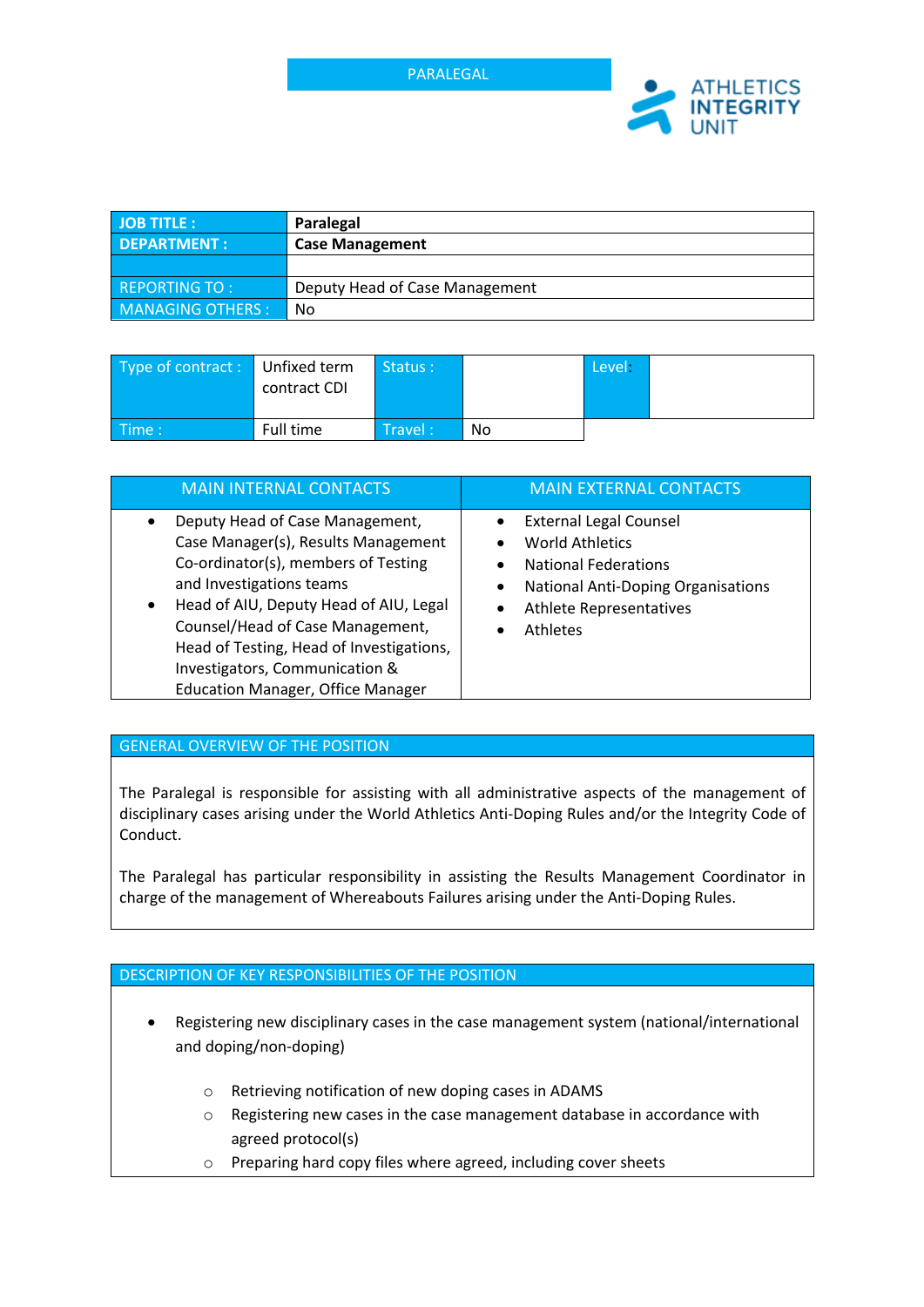# PARALEGAL

ATHLETICS INTEGRITY UNIT

| JOB TITLE : | **Paralegal** |
|---|---|
| DEPARTMENT : | **Case Management** |
| | |
| REPORTING TO : | Deputy Head of Case Management |
| MANAGING OTHERS : | No |

| Type of contract : | Unfixed term contract CDI | Status : | | Level: | |
|---|---|---|---|---|---|
| Time : | Full time | Travel : | No | | |

| MAIN INTERNAL CONTACTS | MAIN EXTERNAL CONTACTS |
|---|---|
| • Deputy Head of Case Management, Case Manager(s), Results Management Co-ordinator(s), members of Testing and Investigations teams<br>• Head of AIU, Deputy Head of AIU, Legal Counsel/Head of Case Management, Head of Testing, Head of Investigations, Investigators, Communication & Education Manager, Office Manager | • External Legal Counsel<br>• World Athletics<br>• National Federations<br>• National Anti-Doping Organisations<br>• Athlete Representatives<br>• Athletes |

## GENERAL OVERVIEW OF THE POSITION

The Paralegal is responsible for assisting with all administrative aspects of the management of disciplinary cases arising under the World Athletics Anti-Doping Rules and/or the Integrity Code of Conduct.

The Paralegal has particular responsibility in assisting the Results Management Coordinator in charge of the management of Whereabouts Failures arising under the Anti-Doping Rules.

## DESCRIPTION OF KEY RESPONSIBILITIES OF THE POSITION

- Registering new disciplinary cases in the case management system (national/international and doping/non-doping)
  - Retrieving notification of new doping cases in ADAMS
  - Registering new cases in the case management database in accordance with agreed protocol(s)
  - Preparing hard copy files where agreed, including cover sheets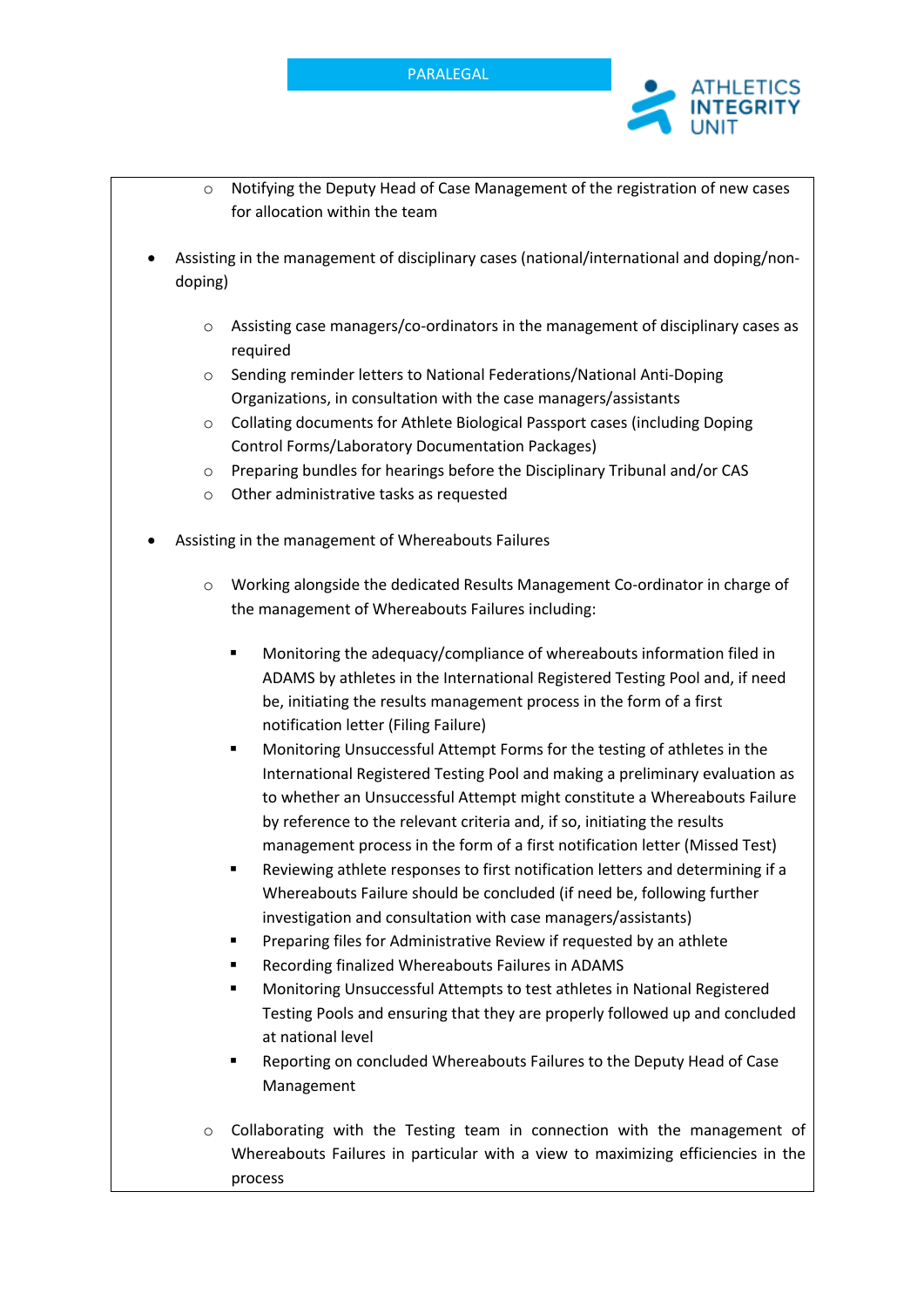- Notifying the Deputy Head of Case Management of the registration of new cases for allocation within the team

- Assisting in the management of disciplinary cases (national/international and doping/non-doping)

  - Assisting case managers/co-ordinators in the management of disciplinary cases as required
  - Sending reminder letters to National Federations/National Anti-Doping Organizations, in consultation with the case managers/assistants
  - Collating documents for Athlete Biological Passport cases (including Doping Control Forms/Laboratory Documentation Packages)
  - Preparing bundles for hearings before the Disciplinary Tribunal and/or CAS
  - Other administrative tasks as requested

- Assisting in the management of Whereabouts Failures

  - Working alongside the dedicated Results Management Co-ordinator in charge of the management of Whereabouts Failures including:

    - Monitoring the adequacy/compliance of whereabouts information filed in ADAMS by athletes in the International Registered Testing Pool and, if need be, initiating the results management process in the form of a first notification letter (Filing Failure)
    - Monitoring Unsuccessful Attempt Forms for the testing of athletes in the International Registered Testing Pool and making a preliminary evaluation as to whether an Unsuccessful Attempt might constitute a Whereabouts Failure by reference to the relevant criteria and, if so, initiating the results management process in the form of a first notification letter (Missed Test)
    - Reviewing athlete responses to first notification letters and determining if a Whereabouts Failure should be concluded (if need be, following further investigation and consultation with case managers/assistants)
    - Preparing files for Administrative Review if requested by an athlete
    - Recording finalized Whereabouts Failures in ADAMS
    - Monitoring Unsuccessful Attempts to test athletes in National Registered Testing Pools and ensuring that they are properly followed up and concluded at national level
    - Reporting on concluded Whereabouts Failures to the Deputy Head of Case Management

  - Collaborating with the Testing team in connection with the management of Whereabouts Failures in particular with a view to maximizing efficiencies in the process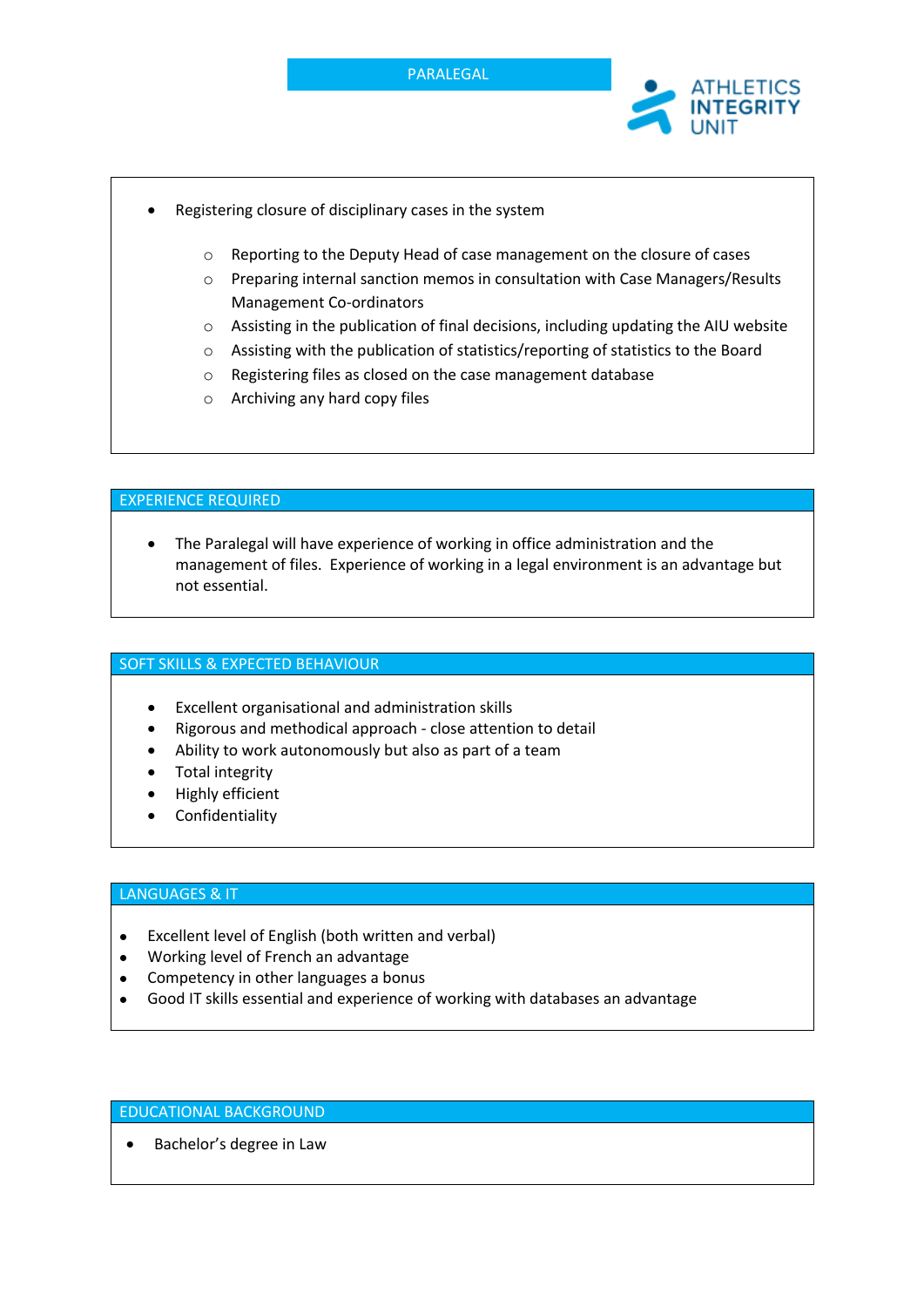- Registering closure of disciplinary cases in the system
  - Reporting to the Deputy Head of case management on the closure of cases
  - Preparing internal sanction memos in consultation with Case Managers/Results Management Co-ordinators
  - Assisting in the publication of final decisions, including updating the AIU website
  - Assisting with the publication of statistics/reporting of statistics to the Board
  - Registering files as closed on the case management database
  - Archiving any hard copy files

## EXPERIENCE REQUIRED

- The Paralegal will have experience of working in office administration and the management of files. Experience of working in a legal environment is an advantage but not essential.

## SOFT SKILLS & EXPECTED BEHAVIOUR

- Excellent organisational and administration skills
- Rigorous and methodical approach - close attention to detail
- Ability to work autonomously but also as part of a team
- Total integrity
- Highly efficient
- Confidentiality

## LANGUAGES & IT

- Excellent level of English (both written and verbal)
- Working level of French an advantage
- Competency in other languages a bonus
- Good IT skills essential and experience of working with databases an advantage

## EDUCATIONAL BACKGROUND

- Bachelor's degree in Law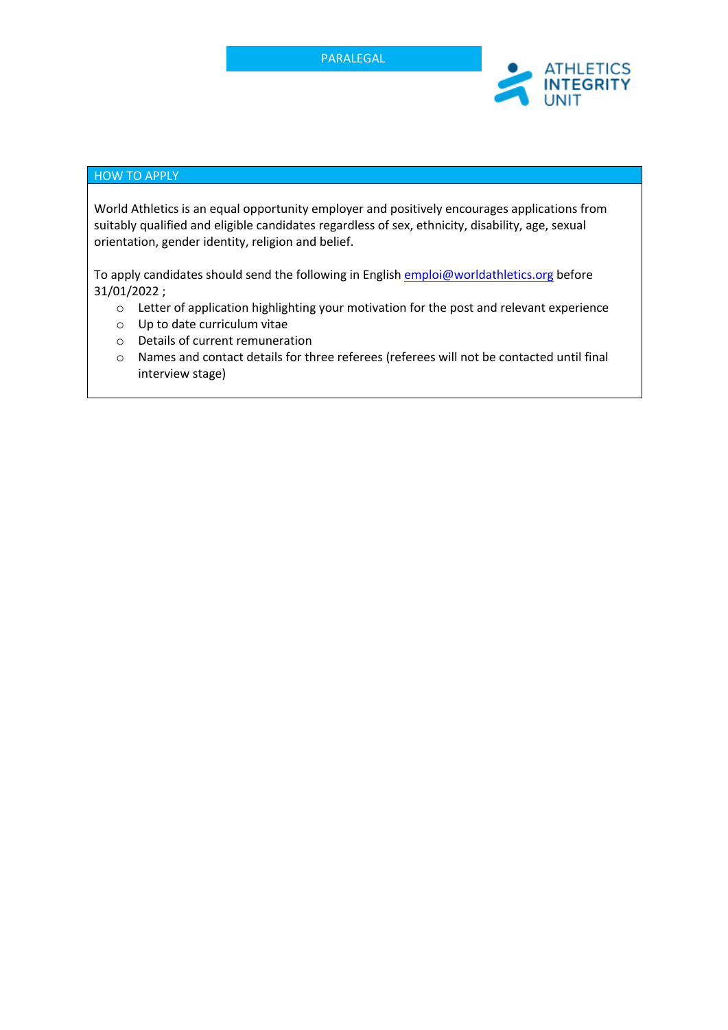## HOW TO APPLY

World Athletics is an equal opportunity employer and positively encourages applications from suitably qualified and eligible candidates regardless of sex, ethnicity, disability, age, sexual orientation, gender identity, religion and belief.

To apply candidates should send the following in English emploi@worldathletics.org before 31/01/2022 ;

- Letter of application highlighting your motivation for the post and relevant experience
- Up to date curriculum vitae
- Details of current remuneration
- Names and contact details for three referees (referees will not be contacted until final interview stage)